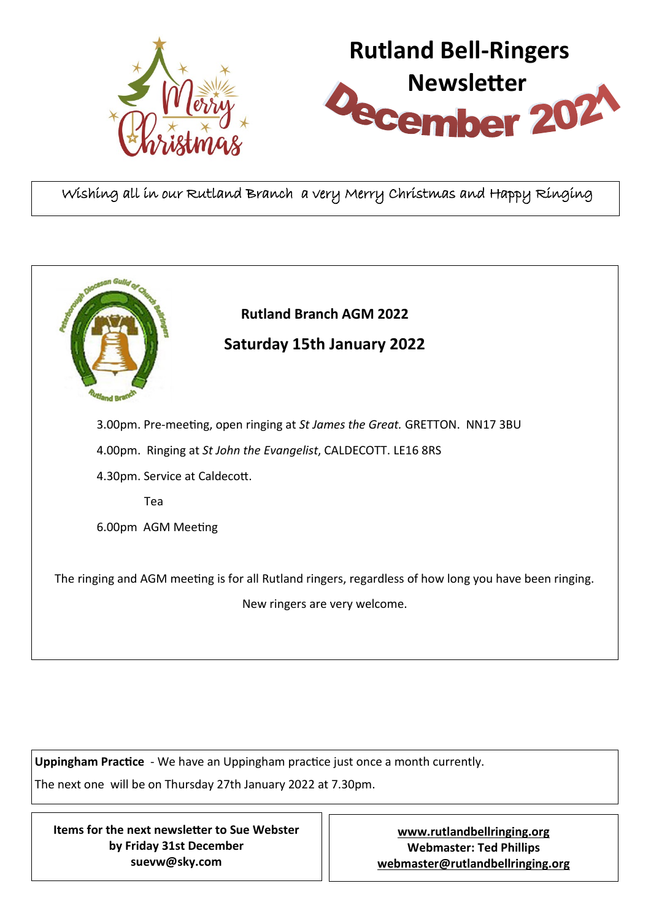# Rutland Bell-Ringers Newsletter

## December 2021

Wishing all in our Rutland Branch a very Merry Christmas and Happy Ringing

**Rutland Branch AGM 2022**

**Saturday 15th January 2022**

3.00pm. Pre-meeting, open ringing at *St James the Great.* GRETTON. NN17 3BU

4.00pm. Ringing at *St John the Evangelist*, CALDECOTT. LE16 8RS

4.30pm. Service at Caldecott.

Tea

6.00pm AGM Meeting

The ringing and AGM meeting is for all Rutland ringers, regardless of how long you have been ringing.

New ringers are very welcome.

**Uppingham Practice** - We have an Uppingham practice just once a month currently.

The next one will be on Thursday 27th January 2022 at 7.30pm.

**Items for the next newsletter to Sue Webster by Friday 31st December suevw@sky.com**

**www.rutlandbellringing.org**
**Webmaster: Ted Phillips**
**webmaster@rutlandbellringing.org**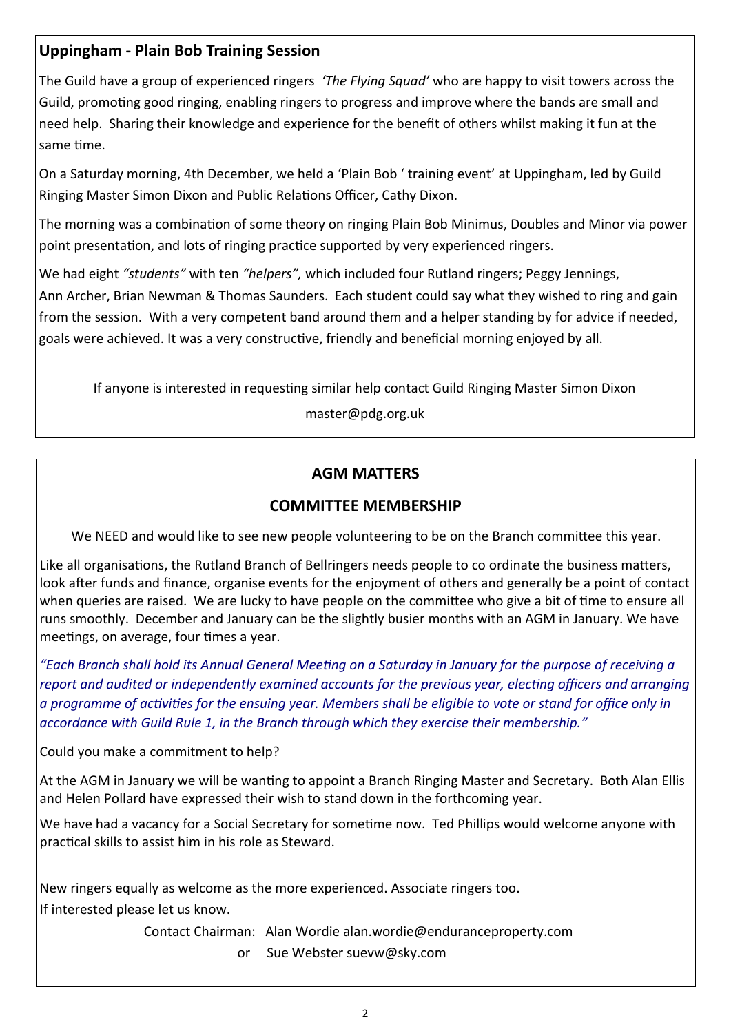## Uppingham - Plain Bob Training Session

The Guild have a group of experienced ringers *'The Flying Squad'* who are happy to visit towers across the Guild, promoting good ringing, enabling ringers to progress and improve where the bands are small and need help. Sharing their knowledge and experience for the benefit of others whilst making it fun at the same time.

On a Saturday morning, 4th December, we held a 'Plain Bob ' training event' at Uppingham, led by Guild Ringing Master Simon Dixon and Public Relations Officer, Cathy Dixon.

The morning was a combination of some theory on ringing Plain Bob Minimus, Doubles and Minor via power point presentation, and lots of ringing practice supported by very experienced ringers.

We had eight *"students"* with ten *"helpers",* which included four Rutland ringers; Peggy Jennings, Ann Archer, Brian Newman & Thomas Saunders. Each student could say what they wished to ring and gain from the session. With a very competent band around them and a helper standing by for advice if needed, goals were achieved. It was a very constructive, friendly and beneficial morning enjoyed by all.

If anyone is interested in requesting similar help contact Guild Ringing Master Simon Dixon

master@pdg.org.uk

## AGM MATTERS

### COMMITTEE MEMBERSHIP

We NEED and would like to see new people volunteering to be on the Branch committee this year.

Like all organisations, the Rutland Branch of Bellringers needs people to co ordinate the business matters, look after funds and finance, organise events for the enjoyment of others and generally be a point of contact when queries are raised. We are lucky to have people on the committee who give a bit of time to ensure all runs smoothly. December and January can be the slightly busier months with an AGM in January. We have meetings, on average, four times a year.

*"Each Branch shall hold its Annual General Meeting on a Saturday in January for the purpose of receiving a report and audited or independently examined accounts for the previous year, electing officers and arranging a programme of activities for the ensuing year. Members shall be eligible to vote or stand for office only in accordance with Guild Rule 1, in the Branch through which they exercise their membership."*

Could you make a commitment to help?

At the AGM in January we will be wanting to appoint a Branch Ringing Master and Secretary. Both Alan Ellis and Helen Pollard have expressed their wish to stand down in the forthcoming year.

We have had a vacancy for a Social Secretary for sometime now. Ted Phillips would welcome anyone with practical skills to assist him in his role as Steward.

New ringers equally as welcome as the more experienced. Associate ringers too.

If interested please let us know.

Contact Chairman: Alan Wordie alan.wordie@enduranceproperty.com

or Sue Webster suevw@sky.com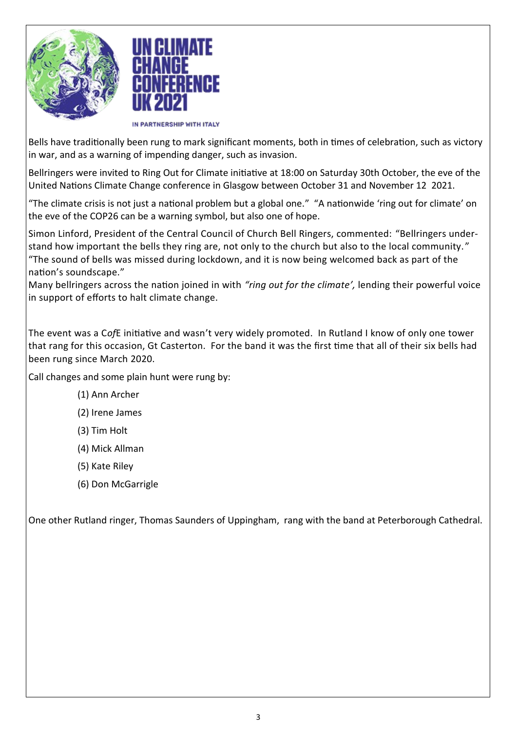UN CLIMATE CHANGE CONFERENCE UK 2021

IN PARTNERSHIP WITH ITALY

Bells have traditionally been rung to mark significant moments, both in times of celebration, such as victory in war, and as a warning of impending danger, such as invasion.

Bellringers were invited to Ring Out for Climate initiative at 18:00 on Saturday 30th October, the eve of the United Nations Climate Change conference in Glasgow between October 31 and November 12 2021.

"The climate crisis is not just a national problem but a global one." "A nationwide 'ring out for climate' on the eve of the COP26 can be a warning symbol, but also one of hope.

Simon Linford, President of the Central Council of Church Bell Ringers, commented: "Bellringers understand how important the bells they ring are, not only to the church but also to the local community." "The sound of bells was missed during lockdown, and it is now being welcomed back as part of the nation's soundscape."
Many bellringers across the nation joined in with *"ring out for the climate',* lending their powerful voice in support of efforts to halt climate change.

The event was a C*of*E initiative and wasn't very widely promoted. In Rutland I know of only one tower that rang for this occasion, Gt Casterton. For the band it was the first time that all of their six bells had been rung since March 2020.

Call changes and some plain hunt were rung by:

(1) Ann Archer

(2) Irene James

(3) Tim Holt

(4) Mick Allman

(5) Kate Riley

(6) Don McGarrigle

One other Rutland ringer, Thomas Saunders of Uppingham, rang with the band at Peterborough Cathedral.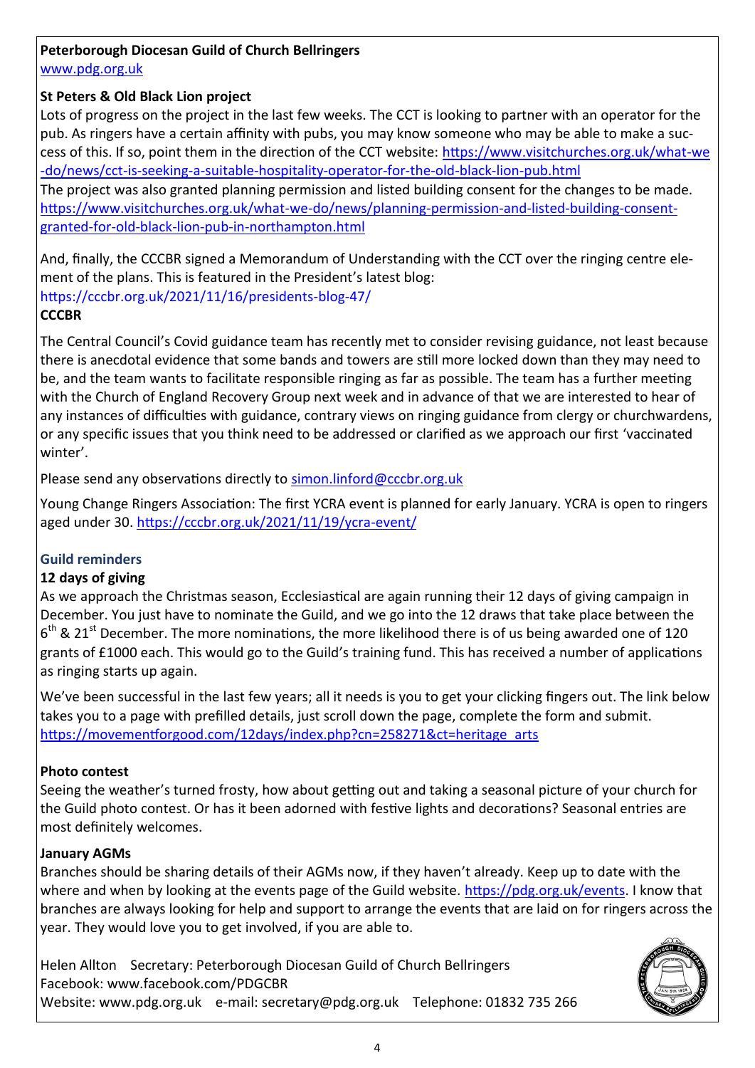**Peterborough Diocesan Guild of Church Bellringers**
www.pdg.org.uk

**St Peters & Old Black Lion project**

Lots of progress on the project in the last few weeks. The CCT is looking to partner with an operator for the pub. As ringers have a certain affinity with pubs, you may know someone who may be able to make a success of this. If so, point them in the direction of the CCT website: https://www.visitchurches.org.uk/what-we-do/news/cct-is-seeking-a-suitable-hospitality-operator-for-the-old-black-lion-pub.html

The project was also granted planning permission and listed building consent for the changes to be made. https://www.visitchurches.org.uk/what-we-do/news/planning-permission-and-listed-building-consent-granted-for-old-black-lion-pub-in-northampton.html

And, finally, the CCCBR signed a Memorandum of Understanding with the CCT over the ringing centre element of the plans. This is featured in the President's latest blog:
https://cccbr.org.uk/2021/11/16/presidents-blog-47/

**CCCBR**

The Central Council's Covid guidance team has recently met to consider revising guidance, not least because there is anecdotal evidence that some bands and towers are still more locked down than they may need to be, and the team wants to facilitate responsible ringing as far as possible. The team has a further meeting with the Church of England Recovery Group next week and in advance of that we are interested to hear of any instances of difficulties with guidance, contrary views on ringing guidance from clergy or churchwardens, or any specific issues that you think need to be addressed or clarified as we approach our first 'vaccinated winter'.

Please send any observations directly to simon.linford@cccbr.org.uk

Young Change Ringers Association: The first YCRA event is planned for early January. YCRA is open to ringers aged under 30. https://cccbr.org.uk/2021/11/19/ycra-event/

## Guild reminders

**12 days of giving**

As we approach the Christmas season, Ecclesiastical are again running their 12 days of giving campaign in December. You just have to nominate the Guild, and we go into the 12 draws that take place between the 6th & 21st December. The more nominations, the more likelihood there is of us being awarded one of 120 grants of £1000 each. This would go to the Guild's training fund. This has received a number of applications as ringing starts up again.

We've been successful in the last few years; all it needs is you to get your clicking fingers out. The link below takes you to a page with prefilled details, just scroll down the page, complete the form and submit.
https://movementforgood.com/12days/index.php?cn=258271&ct=heritage_arts

**Photo contest**

Seeing the weather's turned frosty, how about getting out and taking a seasonal picture of your church for the Guild photo contest. Or has it been adorned with festive lights and decorations? Seasonal entries are most definitely welcomes.

**January AGMs**

Branches should be sharing details of their AGMs now, if they haven't already. Keep up to date with the where and when by looking at the events page of the Guild website. https://pdg.org.uk/events. I know that branches are always looking for help and support to arrange the events that are laid on for ringers across the year. They would love you to get involved, if you are able to.

Helen Allton Secretary: Peterborough Diocesan Guild of Church Bellringers
Facebook: www.facebook.com/PDGCBR
Website: www.pdg.org.uk e-mail: secretary@pdg.org.uk Telephone: 01832 735 266